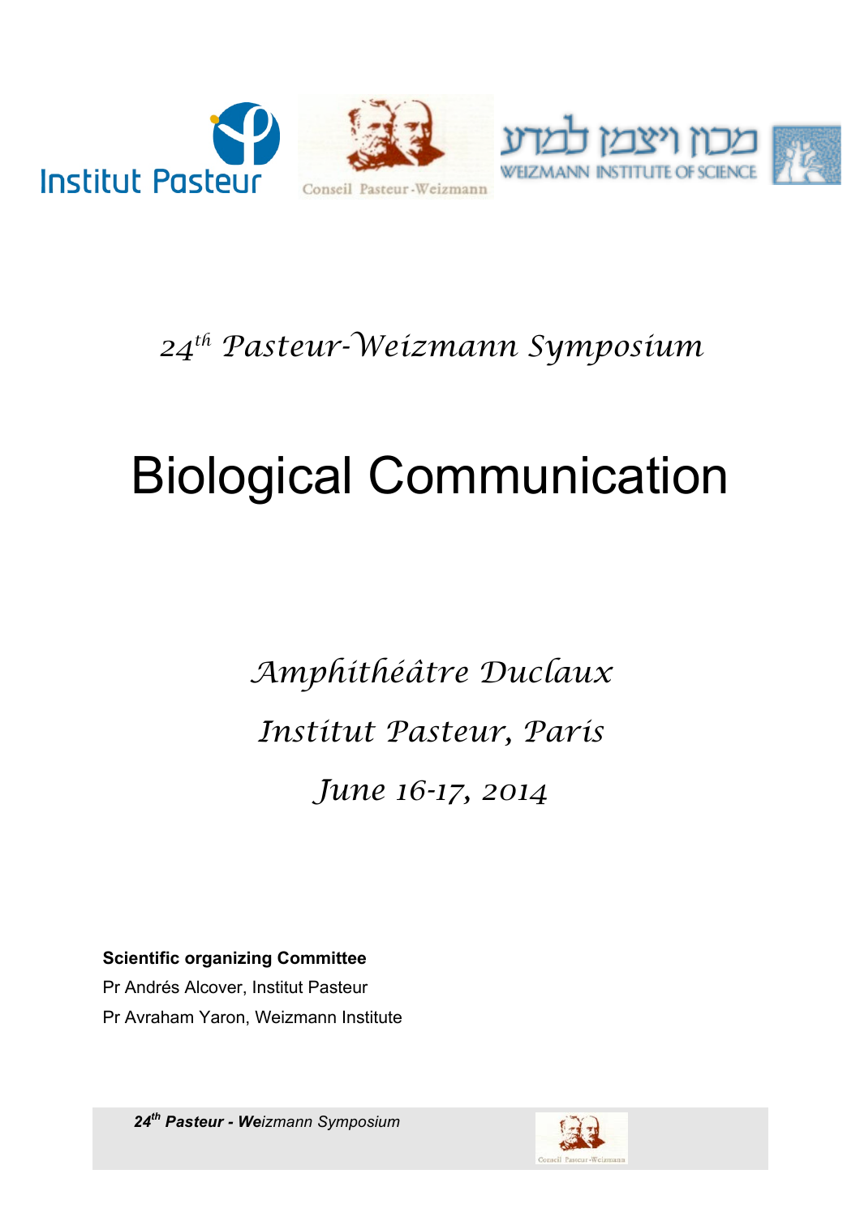*24th Pasteur-Weizmann Symposium*

# Biological Communication

*Amphithéâtre Duclaux*

*Institut Pasteur, Paris*

*June 16-17, 2014*

**Scientific organizing Committee**

Pr Andrés Alcover, Institut Pasteur

Pr Avraham Yaron, Weizmann Institute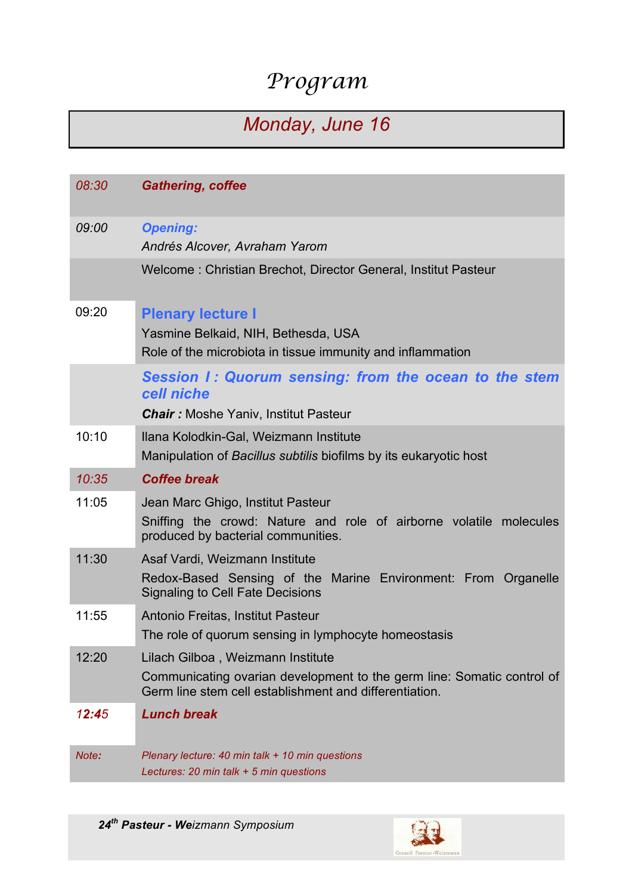# Program

## Monday, June 16

| | |
|---|---|
| *08:30* | ***Gathering, coffee*** |
| *09:00* | ***Opening:***<br>*Andrés Alcover, Avraham Yarom* |
| | Welcome : Christian Brechot, Director General, Institut Pasteur |
| 09:20 | **Plenary lecture I**<br>Yasmine Belkaid, NIH, Bethesda, USA<br>Role of the microbiota in tissue immunity and inflammation |
| | ***Session I : Quorum sensing: from the ocean to the stem cell niche***<br>***Chair :*** Moshe Yaniv, Institut Pasteur |
| 10:10 | Ilana Kolodkin-Gal, Weizmann Institute<br>Manipulation of *Bacillus subtilis* biofilms by its eukaryotic host |
| *10:35* | ***Coffee break*** |
| 11:05 | Jean Marc Ghigo, Institut Pasteur<br>Sniffing the crowd: Nature and role of airborne volatile molecules produced by bacterial communities. |
| 11:30 | Asaf Vardi, Weizmann Institute<br>Redox-Based Sensing of the Marine Environment: From Organelle Signaling to Cell Fate Decisions |
| 11:55 | Antonio Freitas, Institut Pasteur<br>The role of quorum sensing in lymphocyte homeostasis |
| 12:20 | Lilach Gilboa , Weizmann Institute<br>Communicating ovarian development to the germ line: Somatic control of Germ line stem cell establishment and differentiation. |
| *12:45* | ***Lunch break*** |
| *Note:* | *Plenary lecture: 40 min talk + 10 min questions*<br>*Lectures: 20 min talk + 5 min questions* |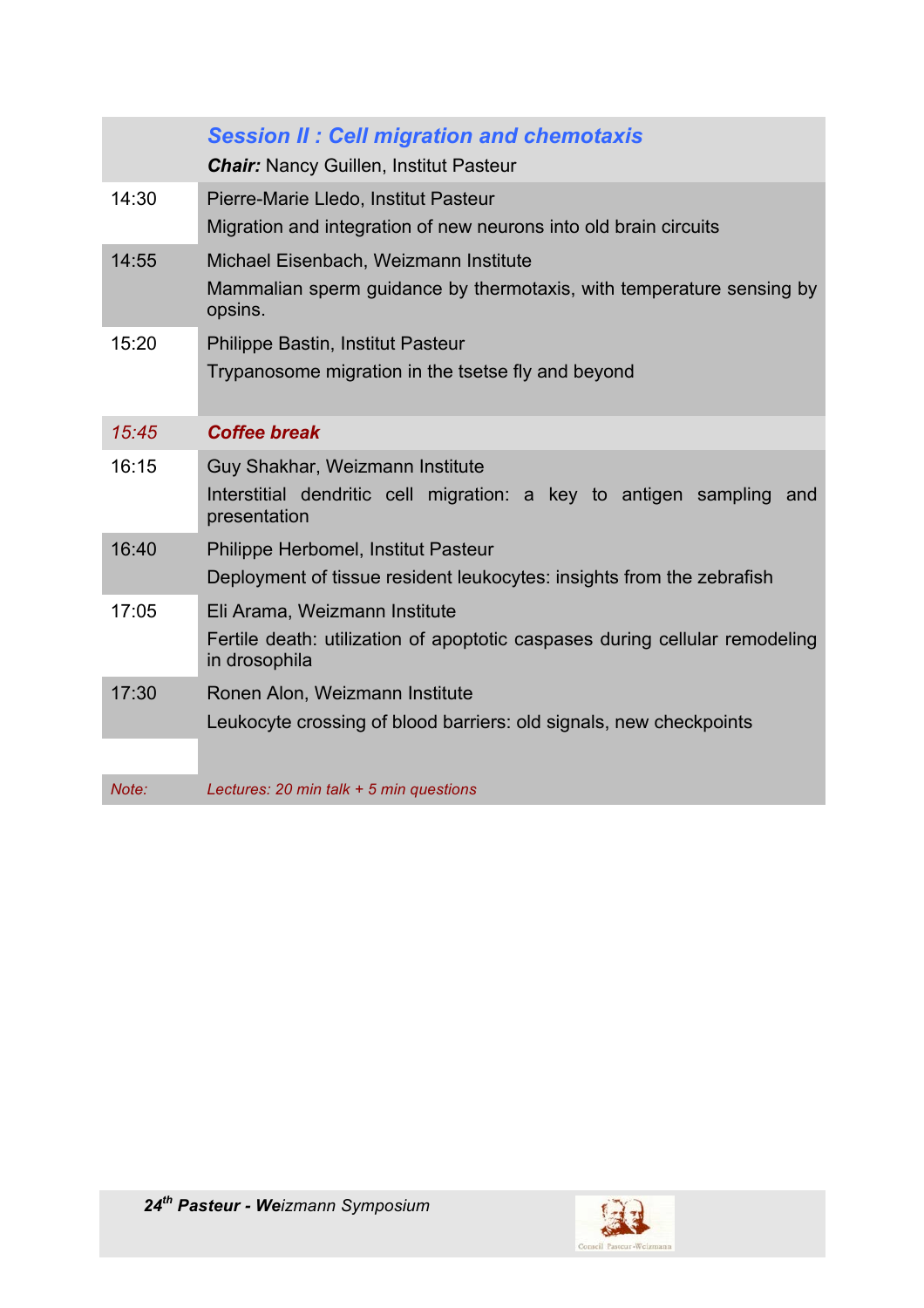| | ***Session II : Cell migration and chemotaxis*** <br> ***Chair:*** Nancy Guillen, Institut Pasteur |
|---|---|
| 14:30 | Pierre-Marie Lledo, Institut Pasteur <br> Migration and integration of new neurons into old brain circuits |
| 14:55 | Michael Eisenbach, Weizmann Institute <br> Mammalian sperm guidance by thermotaxis, with temperature sensing by opsins. |
| 15:20 | Philippe Bastin, Institut Pasteur <br> Trypanosome migration in the tsetse fly and beyond |
| *15:45* | ***Coffee break*** |
| 16:15 | Guy Shakhar, Weizmann Institute <br> Interstitial dendritic cell migration: a key to antigen sampling and presentation |
| 16:40 | Philippe Herbomel, Institut Pasteur <br> Deployment of tissue resident leukocytes: insights from the zebrafish |
| 17:05 | Eli Arama, Weizmann Institute <br> Fertile death: utilization of apoptotic caspases during cellular remodeling in drosophila |
| 17:30 | Ronen Alon, Weizmann Institute <br> Leukocyte crossing of blood barriers: old signals, new checkpoints |
| *Note:* | *Lectures: 20 min talk + 5 min questions* |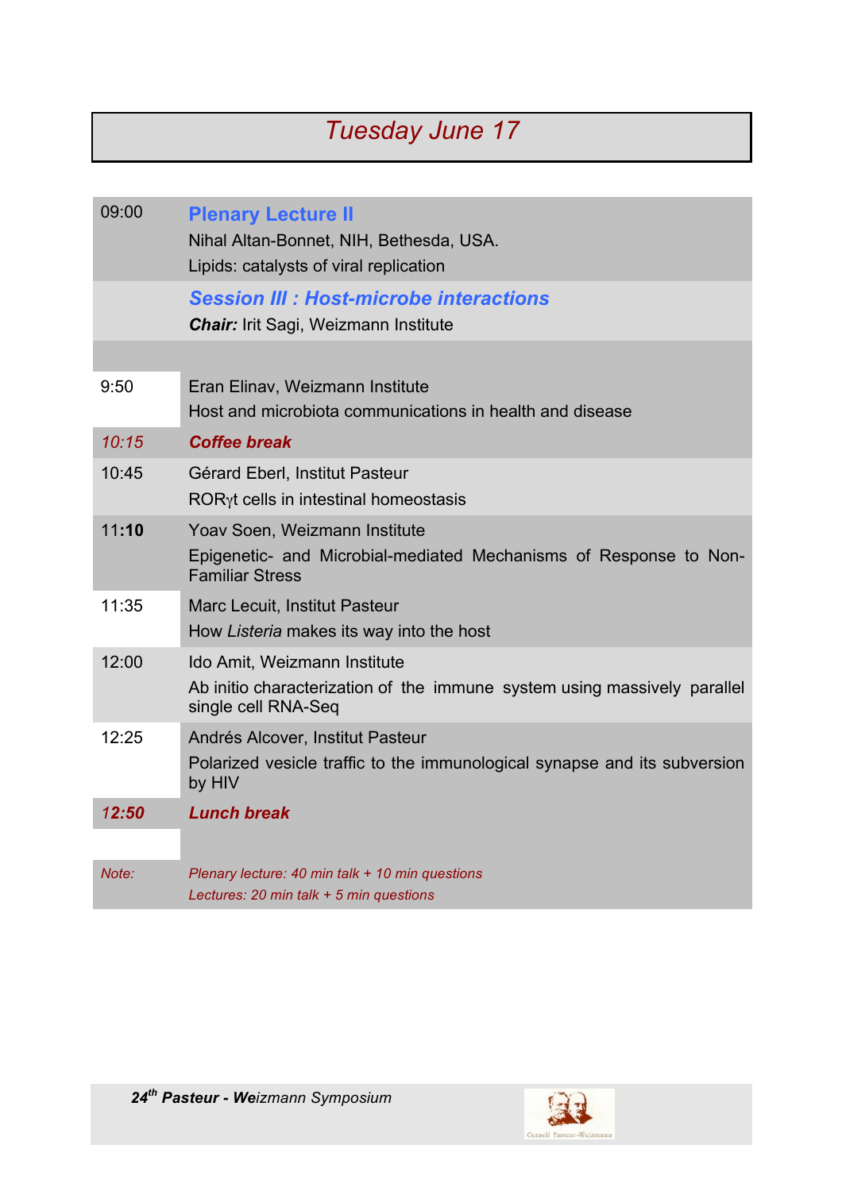# *Tuesday June 17*

| | |
|---|---|
| 09:00 | **Plenary Lecture II**<br>Nihal Altan-Bonnet, NIH, Bethesda, USA.<br>Lipids: catalysts of viral replication |
| | ***Session III : Host-microbe interactions***<br>***Chair:*** Irit Sagi, Weizmann Institute |
| | |
| 9:50 | Eran Elinav, Weizmann Institute<br>Host and microbiota communications in health and disease |
| *10:15* | ***Coffee break*** |
| 10:45 | Gérard Eberl, Institut Pasteur<br>RORγt cells in intestinal homeostasis |
| 11:**10** | Yoav Soen, Weizmann Institute<br>Epigenetic- and Microbial-mediated Mechanisms of Response to Non-Familiar Stress |
| 11:35 | Marc Lecuit, Institut Pasteur<br>How *Listeria* makes its way into the host |
| 12:00 | Ido Amit, Weizmann Institute<br>Ab initio characterization of the immune system using massively parallel single cell RNA-Seq |
| 12:25 | Andrés Alcover, Institut Pasteur<br>Polarized vesicle traffic to the immunological synapse and its subversion by HIV |
| ***12:50*** | ***Lunch break*** |
| | |
| *Note:* | *Plenary lecture: 40 min talk + 10 min questions*<br>*Lectures: 20 min talk + 5 min questions* |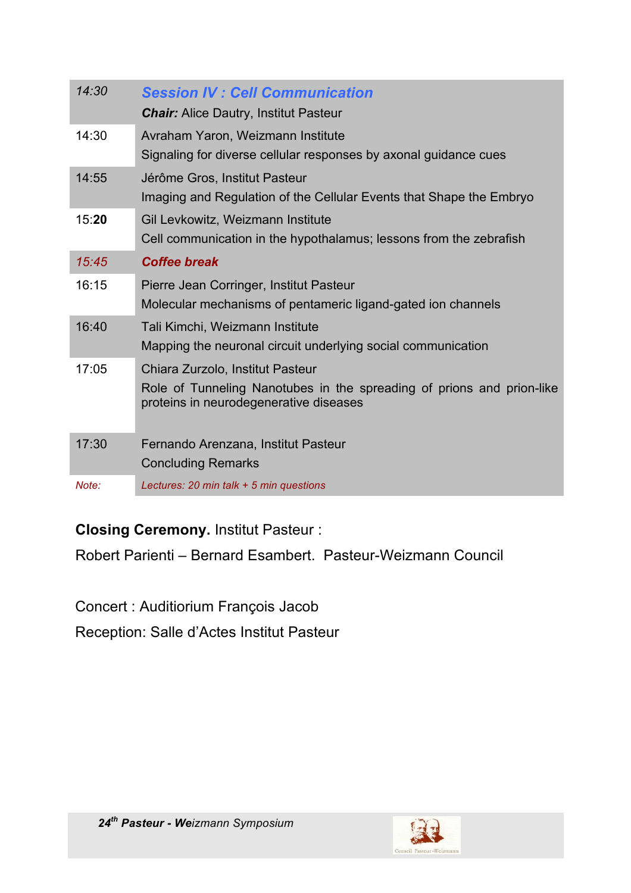| | |
|---|---|
| *14:30* | ***Session IV : Cell Communication***<br>***Chair:*** Alice Dautry, Institut Pasteur |
| 14:30 | Avraham Yaron, Weizmann Institute<br>Signaling for diverse cellular responses by axonal guidance cues |
| 14:55 | Jérôme Gros, Institut Pasteur<br>Imaging and Regulation of the Cellular Events that Shape the Embryo |
| 15:**20** | Gil Levkowitz, Weizmann Institute<br>Cell communication in the hypothalamus; lessons from the zebrafish |
| *15:45* | ***Coffee break*** |
| 16:15 | Pierre Jean Corringer, Institut Pasteur<br>Molecular mechanisms of pentameric ligand-gated ion channels |
| 16:40 | Tali Kimchi, Weizmann Institute<br>Mapping the neuronal circuit underlying social communication |
| 17:05 | Chiara Zurzolo, Institut Pasteur<br>Role of Tunneling Nanotubes in the spreading of prions and prion-like proteins in neurodegenerative diseases |
| 17:30 | Fernando Arenzana, Institut Pasteur<br>Concluding Remarks |
| *Note:* | *Lectures: 20 min talk + 5 min questions* |

**Closing Ceremony.** Institut Pasteur :

Robert Parienti – Bernard Esambert. Pasteur-Weizmann Council

Concert : Auditiorium François Jacob

Reception: Salle d'Actes Institut Pasteur